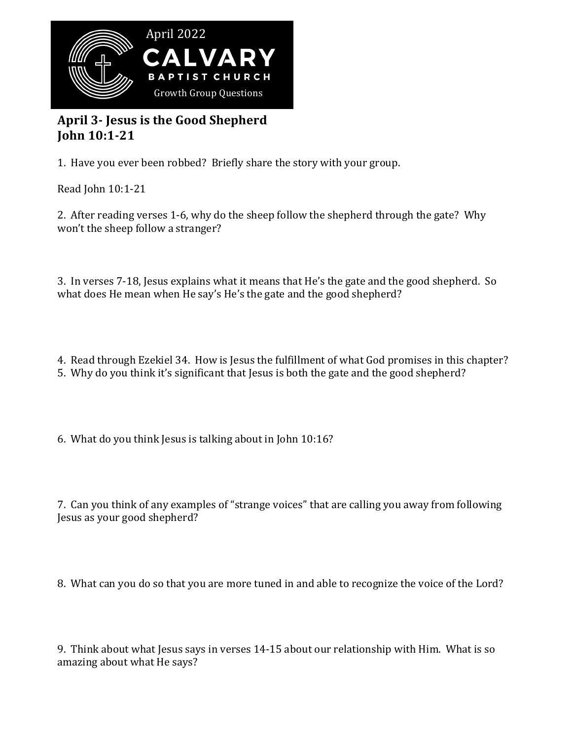April 2022

**CALVARY**

**BAPTIST CHURCH**

Growth Group Questions

## April 3- Jesus is the Good Shepherd
## John 10:1-21

1. Have you ever been robbed? Briefly share the story with your group.

Read John 10:1-21

2. After reading verses 1-6, why do the sheep follow the shepherd through the gate? Why won't the sheep follow a stranger?

3. In verses 7-18, Jesus explains what it means that He's the gate and the good shepherd. So what does He mean when He say's He's the gate and the good shepherd?

4. Read through Ezekiel 34. How is Jesus the fulfillment of what God promises in this chapter?
5. Why do you think it's significant that Jesus is both the gate and the good shepherd?

6. What do you think Jesus is talking about in John 10:16?

7. Can you think of any examples of "strange voices" that are calling you away from following Jesus as your good shepherd?

8. What can you do so that you are more tuned in and able to recognize the voice of the Lord?

9. Think about what Jesus says in verses 14-15 about our relationship with Him. What is so amazing about what He says?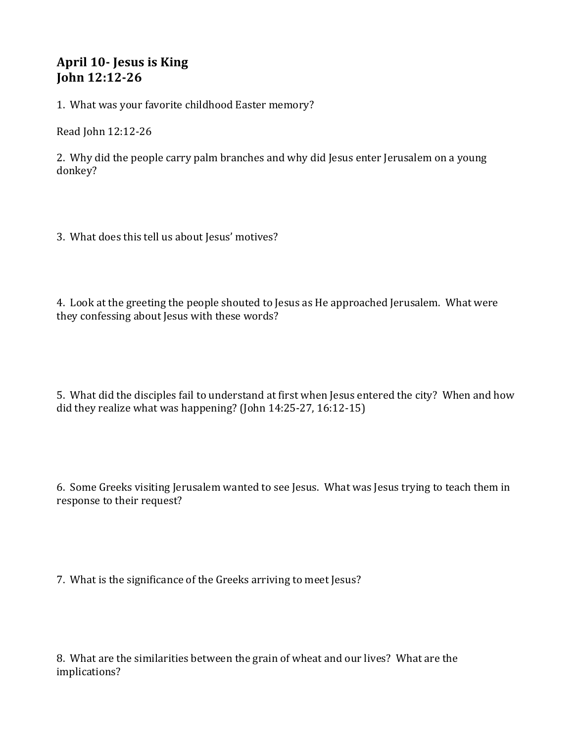## April 10- Jesus is King
## John 12:12-26

1. What was your favorite childhood Easter memory?

Read John 12:12-26

2. Why did the people carry palm branches and why did Jesus enter Jerusalem on a young donkey?

3. What does this tell us about Jesus' motives?

4. Look at the greeting the people shouted to Jesus as He approached Jerusalem. What were they confessing about Jesus with these words?

5. What did the disciples fail to understand at first when Jesus entered the city? When and how did they realize what was happening? (John 14:25-27, 16:12-15)

6. Some Greeks visiting Jerusalem wanted to see Jesus. What was Jesus trying to teach them in response to their request?

7. What is the significance of the Greeks arriving to meet Jesus?

8. What are the similarities between the grain of wheat and our lives? What are the implications?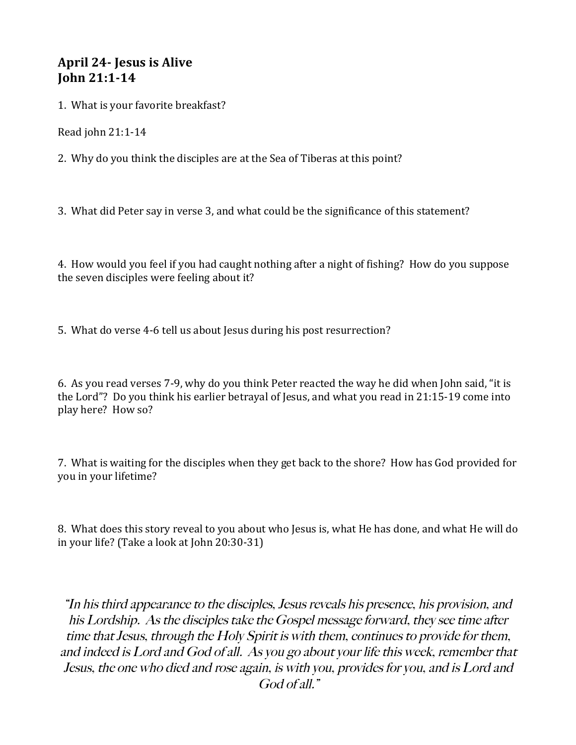## April 24- Jesus is Alive
## John 21:1-14

1. What is your favorite breakfast?

Read john 21:1-14

2. Why do you think the disciples are at the Sea of Tiberas at this point?

3. What did Peter say in verse 3, and what could be the significance of this statement?

4. How would you feel if you had caught nothing after a night of fishing? How do you suppose the seven disciples were feeling about it?

5. What do verse 4-6 tell us about Jesus during his post resurrection?

6. As you read verses 7-9, why do you think Peter reacted the way he did when John said, "it is the Lord"? Do you think his earlier betrayal of Jesus, and what you read in 21:15-19 come into play here? How so?

7. What is waiting for the disciples when they get back to the shore? How has God provided for you in your lifetime?

8. What does this story reveal to you about who Jesus is, what He has done, and what He will do in your life? (Take a look at John 20:30-31)

*"In his third appearance to the disciples, Jesus reveals his presence, his provision, and his Lordship. As the disciples take the Gospel message forward, they see time after time that Jesus, through the Holy Spirit is with them, continues to provide for them, and indeed is Lord and God of all. As you go about your life this week, remember that Jesus, the one who died and rose again, is with you, provides for you, and is Lord and God of all."*